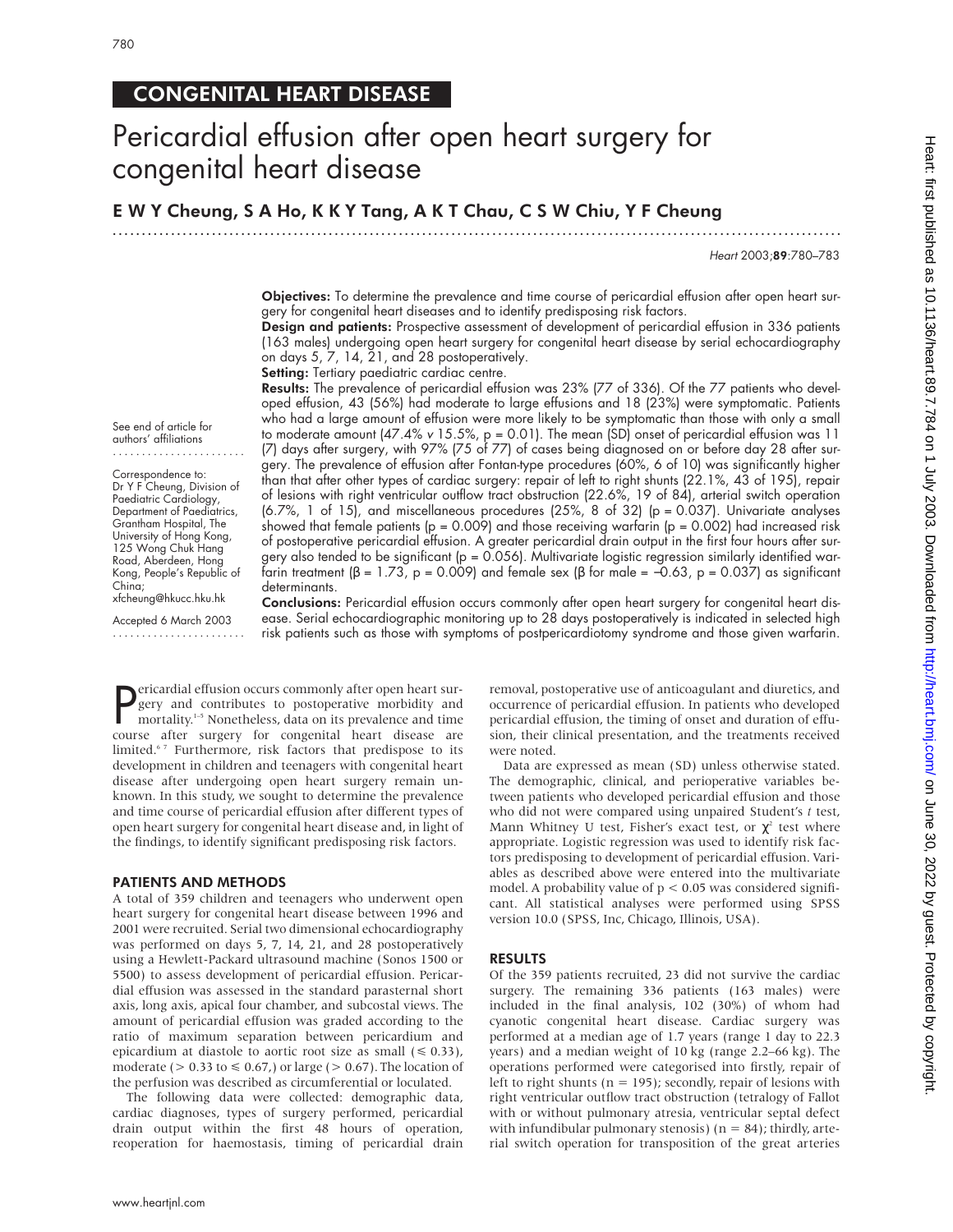CONGENITAL HEART DISEASE

# Pericardial effusion after open heart surgery for congenital heart disease

**E W Y Cheung, S A Ho, K K Y Tang, A K T Chau, C S W Chiu, Y F Cheung**

*Heart* 2003;**89**:780–783

See end of article for authors' affiliations

Correspondence to: Dr Y F Cheung, Division of Paediatric Cardiology, Department of Paediatrics, Grantham Hospital, The University of Hong Kong, 125 Wong Chuk Hang Road, Aberdeen, Hong Kong, People's Republic of China; xfcheung@hkucc.hku.hk

Accepted 6 March 2003

**Objectives:** To determine the prevalence and time course of pericardial effusion after open heart surgery for congenital heart diseases and to identify predisposing risk factors.

**Design and patients:** Prospective assessment of development of pericardial effusion in 336 patients (163 males) undergoing open heart surgery for congenital heart disease by serial echocardiography on days 5, 7, 14, 21, and 28 postoperatively.

**Setting:** Tertiary paediatric cardiac centre.

**Results:** The prevalence of pericardial effusion was 23% (77 of 336). Of the 77 patients who developed effusion, 43 (56%) had moderate to large effusions and 18 (23%) were symptomatic. Patients who had a large amount of effusion were more likely to be symptomatic than those with only a small to moderate amount (47.4% *v* 15.5%, $p = 0.01$). The mean (SD) onset of pericardial effusion was 11 (7) days after surgery, with 97% (75 of 77) of cases being diagnosed on or before day 28 after surgery. The prevalence of effusion after Fontan-type procedures (60%, 6 of 10) was significantly higher than that after other types of cardiac surgery: repair of left to right shunts (22.1%, 43 of 195), repair of lesions with right ventricular outflow tract obstruction (22.6%, 19 of 84), arterial switch operation (6.7%, 1 of 15), and miscellaneous procedures (25%, 8 of 32) ($p = 0.037$). Univariate analyses showed that female patients ($p = 0.009$) and those receiving warfarin ($p = 0.002$) had increased risk of postoperative pericardial effusion. A greater pericardial drain output in the first four hours after surgery also tended to be significant ($p = 0.056$). Multivariate logistic regression similarly identified warfarin treatment ($\beta = 1.73$, $p = 0.009$) and female sex ($\beta$ for male $= -0.63$, $p = 0.037$) as significant determinants.

**Conclusions:** Pericardial effusion occurs commonly after open heart surgery for congenital heart disease. Serial echocardiographic monitoring up to 28 days postoperatively is indicated in selected high risk patients such as those with symptoms of postpericardiotomy syndrome and those given warfarin.

Pericardial effusion occurs commonly after open heart surgery and contributes to postoperative morbidity and mortality.[1–5] Nonetheless, data on its prevalence and time course after surgery for congenital heart disease are limited.[6,7] Furthermore, risk factors that predispose to its development in children and teenagers with congenital heart disease after undergoing open heart surgery remain unknown. In this study, we sought to determine the prevalence and time course of pericardial effusion after different types of open heart surgery for congenital heart disease and, in light of the findings, to identify significant predisposing risk factors.

## PATIENTS AND METHODS

A total of 359 children and teenagers who underwent open heart surgery for congenital heart disease between 1996 and 2001 were recruited. Serial two dimensional echocardiography was performed on days 5, 7, 14, 21, and 28 postoperatively using a Hewlett-Packard ultrasound machine (Sonos 1500 or 5500) to assess development of pericardial effusion. Pericardial effusion was assessed in the standard parasternal short axis, long axis, apical four chamber, and subcostal views. The amount of pericardial effusion was graded according to the ratio of maximum separation between pericardium and epicardium at diastole to aortic root size as small ($\leq 0.33$), moderate ($> 0.33$ to $\leq 0.67$,) or large ($> 0.67$). The location of the perfusion was described as circumferential or loculated.

The following data were collected: demographic data, cardiac diagnoses, types of surgery performed, pericardial drain output within the first 48 hours of operation, reoperation for haemostasis, timing of pericardial drain removal, postoperative use of anticoagulant and diuretics, and occurrence of pericardial effusion. In patients who developed pericardial effusion, the timing of onset and duration of effusion, their clinical presentation, and the treatments received were noted.

Data are expressed as mean (SD) unless otherwise stated. The demographic, clinical, and perioperative variables between patients who developed pericardial effusion and those who did not were compared using unpaired Student's *t* test, Mann Whitney U test, Fisher's exact test, or $\chi^2$ test where appropriate. Logistic regression was used to identify risk factors predisposing to development of pericardial effusion. Variables as described above were entered into the multivariate model. A probability value of $p < 0.05$ was considered significant. All statistical analyses were performed using SPSS version 10.0 (SPSS, Inc, Chicago, Illinois, USA).

## RESULTS

Of the 359 patients recruited, 23 did not survive the cardiac surgery. The remaining 336 patients (163 males) were included in the final analysis, 102 (30%) of whom had cyanotic congenital heart disease. Cardiac surgery was performed at a median age of 1.7 years (range 1 day to 22.3 years) and a median weight of 10 kg (range 2.2–66 kg). The operations performed were categorised into firstly, repair of left to right shunts ($n = 195$); secondly, repair of lesions with right ventricular outflow tract obstruction (tetralogy of Fallot with or without pulmonary atresia, ventricular septal defect with infundibular pulmonary stenosis) ($n = 84$); thirdly, arterial switch operation for transposition of the great arteries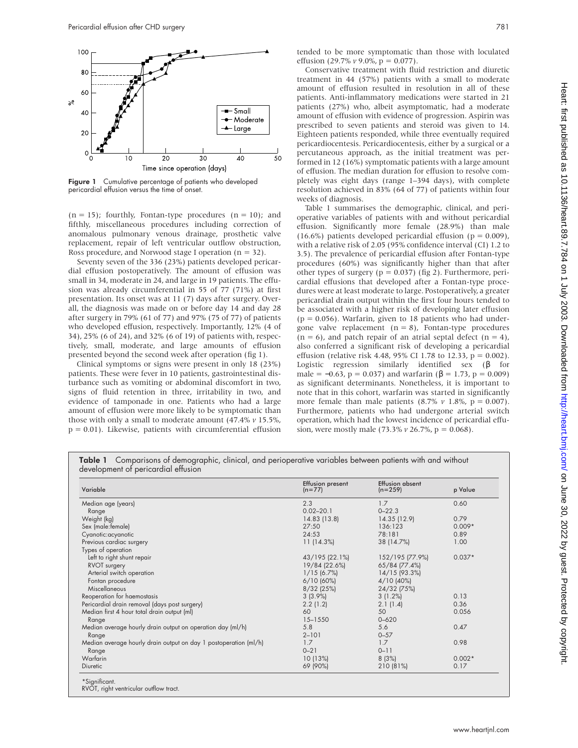Figure 1 Cumulative percentage of patients who developed pericardial effusion versus the time of onset.

(n = 15); fourthly, Fontan-type procedures (n = 10); and fifthly, miscellaneous procedures including correction of anomalous pulmonary venous drainage, prosthetic valve replacement, repair of left ventricular outflow obstruction, Ross procedure, and Norwood stage I operation (n = 32).

Seventy seven of the 336 (23%) patients developed pericardial effusion postoperatively. The amount of effusion was small in 34, moderate in 24, and large in 19 patients. The effusion was already circumferential in 55 of 77 (71%) at first presentation. Its onset was at 11 (7) days after surgery. Overall, the diagnosis was made on or before day 14 and day 28 after surgery in 79% (61 of 77) and 97% (75 of 77) of patients who developed effusion, respectively. Importantly, 12% (4 of 34), 25% (6 of 24), and 32% (6 of 19) of patients with, respectively, small, moderate, and large amounts of effusion presented beyond the second week after operation (fig 1).

Clinical symptoms or signs were present in only 18 (23%) patients. These were fever in 10 patients, gastrointestinal disturbance such as vomiting or abdominal discomfort in two, signs of fluid retention in three, irritability in two, and evidence of tamponade in one. Patients who had a large amount of effusion were more likely to be symptomatic than those with only a small to moderate amount (47.4% *v* 15.5%, p = 0.01). Likewise, patients with circumferential effusion tended to be more symptomatic than those with loculated effusion (29.7% *v* 9.0%, p = 0.077).

Conservative treatment with fluid restriction and diuretic treatment in 44 (57%) patients with a small to moderate amount of effusion resulted in resolution in all of these patients. Anti-inflammatory medications were started in 21 patients (27%) who, albeit asymptomatic, had a moderate amount of effusion with evidence of progression. Aspirin was prescribed to seven patients and steroid was given to 14. Eighteen patients responded, while three eventually required pericardiocentesis. Pericardiocentesis, either by a surgical or a percutaneous approach, as the initial treatment was performed in 12 (16%) symptomatic patients with a large amount of effusion. The median duration for effusion to resolve completely was eight days (range 1–394 days), with complete resolution achieved in 83% (64 of 77) of patients within four weeks of diagnosis.

Table 1 summarises the demographic, clinical, and perioperative variables of patients with and without pericardial effusion. Significantly more female (28.9%) than male (16.6%) patients developed pericardial effusion (p = 0.009), with a relative risk of 2.05 (95% confidence interval (CI) 1.2 to 3.5). The prevalence of pericardial effusion after Fontan-type procedures (60%) was significantly higher than that after other types of surgery (p = 0.037) (fig 2). Furthermore, pericardial effusions that developed after a Fontan-type procedures were at least moderate to large. Postoperatively, a greater pericardial drain output within the first four hours tended to be associated with a higher risk of developing later effusion (p = 0.056). Warfarin, given to 18 patients who had undergone valve replacement (n = 8), Fontan-type procedures (n = 6), and patch repair of an atrial septal defect (n = 4), also conferred a significant risk of developing a pericardial effusion (relative risk 4.48, 95% CI 1.78 to 12.33, p = 0.002). Logistic regression similarly identified sex ($\beta$ for male = −0.63, p = 0.037) and warfarin ($\beta$ = 1.73, p = 0.009) as significant determinants. Nonetheless, it is important to note that in this cohort, warfarin was started in significantly more female than male patients (8.7% *v* 1.8%, p = 0.007). Furthermore, patients who had undergone arterial switch operation, which had the lowest incidence of pericardial effusion, were mostly male (73.3% *v* 26.7%, p = 0.068).

**Table 1** Comparisons of demographic, clinical, and perioperative variables between patients with and without development of pericardial effusion

| Variable | Effusion present (n=77) | Effusion absent (n=259) | p Value |
|---|---|---|---|
| Median age (years) | 2.3 | 1.7 | 0.60 |
| Range | 0.02–20.1 | 0–22.3 | |
| Weight (kg) | 14.83 (13.8) | 14.35 (12.9) | 0.79 |
| Sex (male:female) | 27:50 | 136:123 | 0.009* |
| Cyanotic:acyanotic | 24:53 | 78:181 | 0.89 |
| Previous cardiac surgery | 11 (14.3%) | 38 (14.7%) | 1.00 |
| Types of operation | | | |
| Left to right shunt repair | 43/195 (22.1%) | 152/195 (77.9%) | 0.037* |
| RVOT surgery | 19/84 (22.6%) | 65/84 (77.4%) | |
| Arterial switch operation | 1/15 (6.7%) | 14/15 (93.3%) | |
| Fontan procedure | 6/10 (60%) | 4/10 (40%) | |
| Miscellaneous | 8/32 (25%) | 24/32 (75%) | |
| Reoperation for haemostasis | 3 (3.9%) | 3 (1.2%) | 0.13 |
| Pericardial drain removal (days post surgery) | 2.2 (1.2) | 2.1 (1.4) | 0.36 |
| Median first 4 hour total drain output (ml) | 60 | 50 | 0.056 |
| Range | 15–1550 | 0–620 | |
| Median average hourly drain output on operation day (ml/h) | 5.8 | 5.6 | 0.47 |
| Range | 2–101 | 0–57 | |
| Median average hourly drain output on day 1 postoperation (ml/h) | 1.7 | 1.7 | 0.98 |
| Range | 0–21 | 0–11 | |
| Warfarin | 10 (13%) | 8 (3%) | 0.002* |
| Diuretic | 69 (90%) | 210 (81%) | 0.17 |

*Significant.
RVOT, right ventricular outflow tract.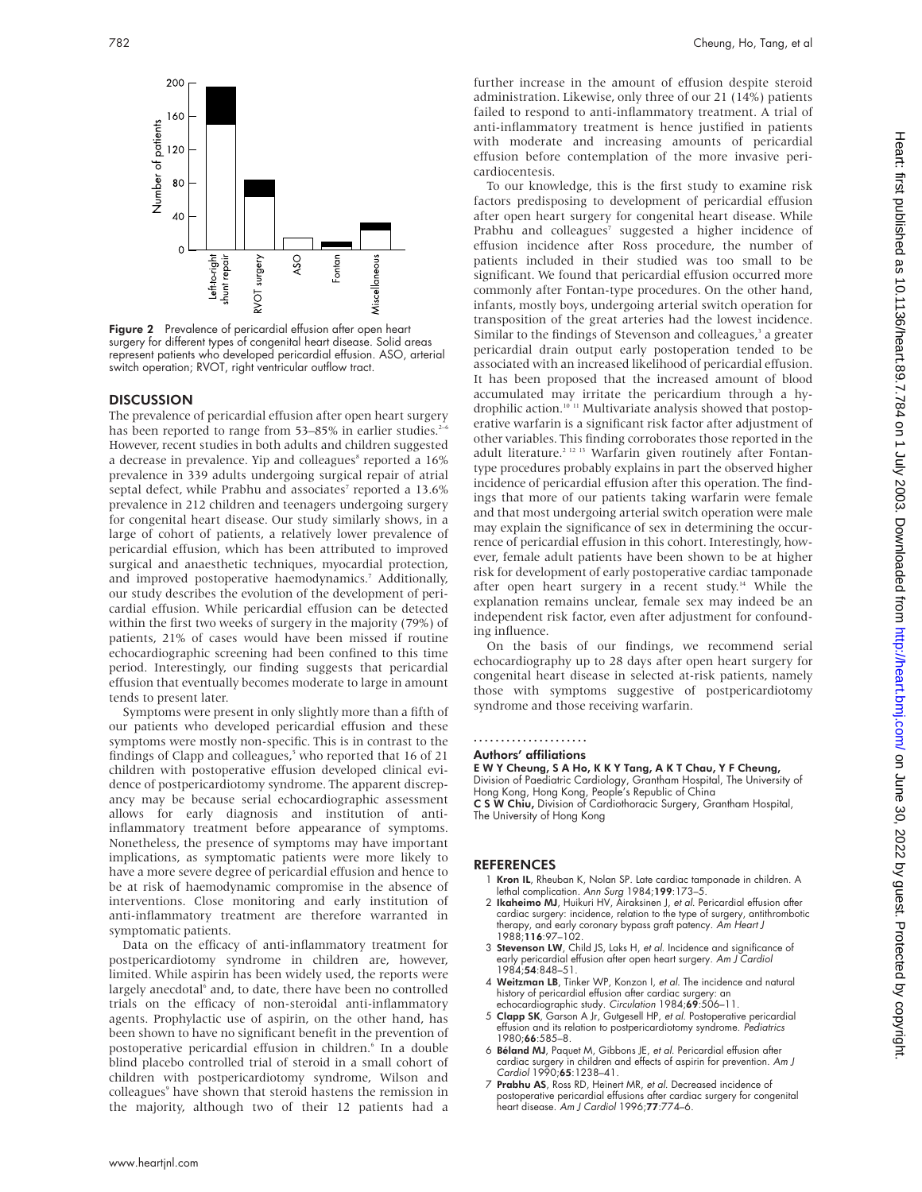Figure 2 Prevalence of pericardial effusion after open heart surgery for different types of congenital heart disease. Solid areas represent patients who developed pericardial effusion. ASO, arterial switch operation; RVOT, right ventricular outflow tract.

## DISCUSSION

The prevalence of pericardial effusion after open heart surgery has been reported to range from 53–85% in earlier studies.[2–6] However, recent studies in both adults and children suggested a decrease in prevalence. Yip and colleagues[8] reported a 16% prevalence in 339 adults undergoing surgical repair of atrial septal defect, while Prabhu and associates[7] reported a 13.6% prevalence in 212 children and teenagers undergoing surgery for congenital heart disease. Our study similarly shows, in a large of cohort of patients, a relatively lower prevalence of pericardial effusion, which has been attributed to improved surgical and anaesthetic techniques, myocardial protection, and improved postoperative haemodynamics.[7] Additionally, our study describes the evolution of the development of pericardial effusion. While pericardial effusion can be detected within the first two weeks of surgery in the majority (79%) of patients, 21% of cases would have been missed if routine echocardiographic screening had been confined to this time period. Interestingly, our finding suggests that pericardial effusion that eventually becomes moderate to large in amount tends to present later.

Symptoms were present in only slightly more than a fifth of our patients who developed pericardial effusion and these symptoms were mostly non-specific. This is in contrast to the findings of Clapp and colleagues,[5] who reported that 16 of 21 children with postoperative effusion developed clinical evidence of postpericardiotomy syndrome. The apparent discrepancy may be because serial echocardiographic assessment allows for early diagnosis and institution of anti-inflammatory treatment before appearance of symptoms. Nonetheless, the presence of symptoms may have important implications, as symptomatic patients were more likely to have a more severe degree of pericardial effusion and hence to be at risk of haemodynamic compromise in the absence of interventions. Close monitoring and early institution of anti-inflammatory treatment are therefore warranted in symptomatic patients.

Data on the efficacy of anti-inflammatory treatment for postpericardiotomy syndrome in children are, however, limited. While aspirin has been widely used, the reports were largely anecdotal[6] and, to date, there have been no controlled trials on the efficacy of non-steroidal anti-inflammatory agents. Prophylactic use of aspirin, on the other hand, has been shown to have no significant benefit in the prevention of postoperative pericardial effusion in children.[6] In a double blind placebo controlled trial of steroid in a small cohort of children with postpericardiotomy syndrome, Wilson and colleagues[9] have shown that steroid hastens the remission in the majority, although two of their 12 patients had a further increase in the amount of effusion despite steroid administration. Likewise, only three of our 21 (14%) patients failed to respond to anti-inflammatory treatment. A trial of anti-inflammatory treatment is hence justified in patients with moderate and increasing amounts of pericardial effusion before contemplation of the more invasive pericardiocentesis.

To our knowledge, this is the first study to examine risk factors predisposing to development of pericardial effusion after open heart surgery for congenital heart disease. While Prabhu and colleagues[7] suggested a higher incidence of effusion incidence after Ross procedure, the number of patients included in their studied was too small to be significant. We found that pericardial effusion occurred more commonly after Fontan-type procedures. On the other hand, infants, mostly boys, undergoing arterial switch operation for transposition of the great arteries had the lowest incidence. Similar to the findings of Stevenson and colleagues,[3] a greater pericardial drain output early postoperation tended to be associated with an increased likelihood of pericardial effusion. It has been proposed that the increased amount of blood accumulated may irritate the pericardium through a hydrophilic action.[10 11] Multivariate analysis showed that postoperative warfarin is a significant risk factor after adjustment of other variables. This finding corroborates those reported in the adult literature.[2 12 13] Warfarin given routinely after Fontan-type procedures probably explains in part the observed higher incidence of pericardial effusion after this operation. The findings that more of our patients taking warfarin were female and that most undergoing arterial switch operation were male may explain the significance of sex in determining the occurrence of pericardial effusion in this cohort. Interestingly, however, female adult patients have been shown to be at higher risk for development of early postoperative cardiac tamponade after open heart surgery in a recent study.[14] While the explanation remains unclear, female sex may indeed be an independent risk factor, even after adjustment for confounding influence.

On the basis of our findings, we recommend serial echocardiography up to 28 days after open heart surgery for congenital heart disease in selected at-risk patients, namely those with symptoms suggestive of postpericardiotomy syndrome and those receiving warfarin.

### Authors' affiliations

**E W Y Cheung, S A Ho, K K Y Tang, A K T Chau, Y F Cheung,** Division of Paediatric Cardiology, Grantham Hospital, The University of Hong Kong, Hong Kong, People's Republic of China
**C S W Chiu,** Division of Cardiothoracic Surgery, Grantham Hospital, The University of Hong Kong

## REFERENCES

1. **Kron IL**, Rheuban K, Nolan SP. Late cardiac tamponade in children. A lethal complication. *Ann Surg* 1984;**199**:173–5.
2. **Ikaheimo MJ**, Huikuri HV, Airaksinen J, *et al*. Pericardial effusion after cardiac surgery: incidence, relation to the type of surgery, antithrombotic therapy, and early coronary bypass graft patency. *Am Heart J* 1988;**116**:97–102.
3. **Stevenson LW**, Child JS, Laks H, *et al*. Incidence and significance of early pericardial effusion after open heart surgery. *Am J Cardiol* 1984;**54**:848–51.
4. **Weitzman LB**, Tinker WP, Konzon I, *et al*. The incidence and natural history of pericardial effusion after cardiac surgery: an echocardiographic study. *Circulation* 1984;**69**:506–11.
5. **Clapp SK**, Garson A Jr, Gutgesell HP, *et al*. Postoperative pericardial effusion and its relation to postpericardiotomy syndrome. *Pediatrics* 1980;**66**:585–8.
6. **Béland MJ**, Paquet M, Gibbons JE, *et al*. Pericardial effusion after cardiac surgery in children and effects of aspirin for prevention. *Am J Cardiol* 1990;**65**:1238–41.
7. **Prabhu AS**, Ross RD, Heinert MR, *et al*. Decreased incidence of postoperative pericardial effusions after cardiac surgery for congenital heart disease. *Am J Cardiol* 1996;**77**:774–6.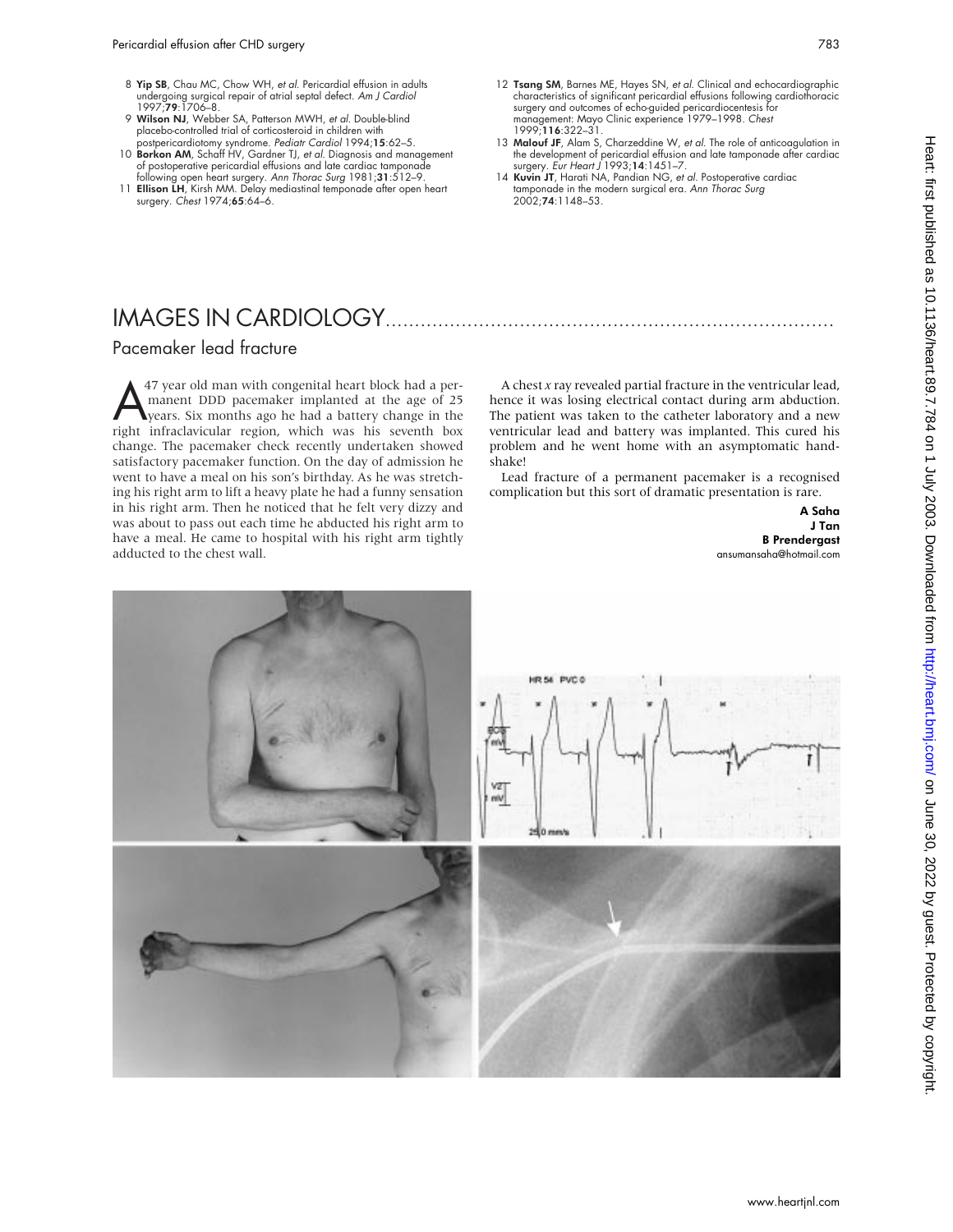8 **Yip SB**, Chau MC, Chow WH, *et al*. Pericardial effusion in adults undergoing surgical repair of atrial septal defect. *Am J Cardiol* 1997;**79**:1706–8.

9 **Wilson NJ**, Webber SA, Patterson MWH, *et al*. Double-blind placebo-controlled trial of corticosteroid in children with postpericardiotomy syndrome. *Pediatr Cardiol* 1994;**15**:62–5.

10 **Borkon AM**, Schaff HV, Gardner TJ, *et al*. Diagnosis and management of postoperative pericardial effusions and late cardiac tamponade following open heart surgery. *Ann Thorac Surg* 1981;**31**:512–9.

11 **Ellison LH**, Kirsh MM. Delay mediastinal temponade after open heart surgery. *Chest* 1974;**65**:64–6.

12 **Tsang SM**, Barnes ME, Hayes SN, *et al*. Clinical and echocardiographic characteristics of significant pericardial effusions following cardiothoracic surgery and outcomes of echo-guided pericardiocentesis for management: Mayo Clinic experience 1979–1998. *Chest* 1999;**116**:322–31.

13 **Malouf JF**, Alam S, Charzeddine W, *et al*. The role of anticoagulation in the development of pericardial effusion and late tamponade after cardiac surgery. *Eur Heart J* 1993;**14**:1451–7.

14 **Kuvin JT**, Harati NA, Pandian NG, *et al*. Postoperative cardiac tamponade in the modern surgical era. *Ann Thorac Surg* 2002;**74**:1148–53.

# IMAGES IN CARDIOLOGY

## Pacemaker lead fracture

A 47 year old man with congenital heart block had a permanent DDD pacemaker implanted at the age of 25 years. Six months ago he had a battery change in the right infraclavicular region, which was his seventh box change. The pacemaker check recently undertaken showed satisfactory pacemaker function. On the day of admission he went to have a meal on his son's birthday. As he was stretching his right arm to lift a heavy plate he had a funny sensation in his right arm. Then he noticed that he felt very dizzy and was about to pass out each time he abducted his right arm to have a meal. He came to hospital with his right arm tightly adducted to the chest wall.

A chest *x* ray revealed partial fracture in the ventricular lead, hence it was losing electrical contact during arm abduction. The patient was taken to the catheter laboratory and a new ventricular lead and battery was implanted. This cured his problem and he went home with an asymptomatic handshake!

Lead fracture of a permanent pacemaker is a recognised complication but this sort of dramatic presentation is rare.

**A Saha**
**J Tan**
**B Prendergast**
ansumansaha@hotmail.com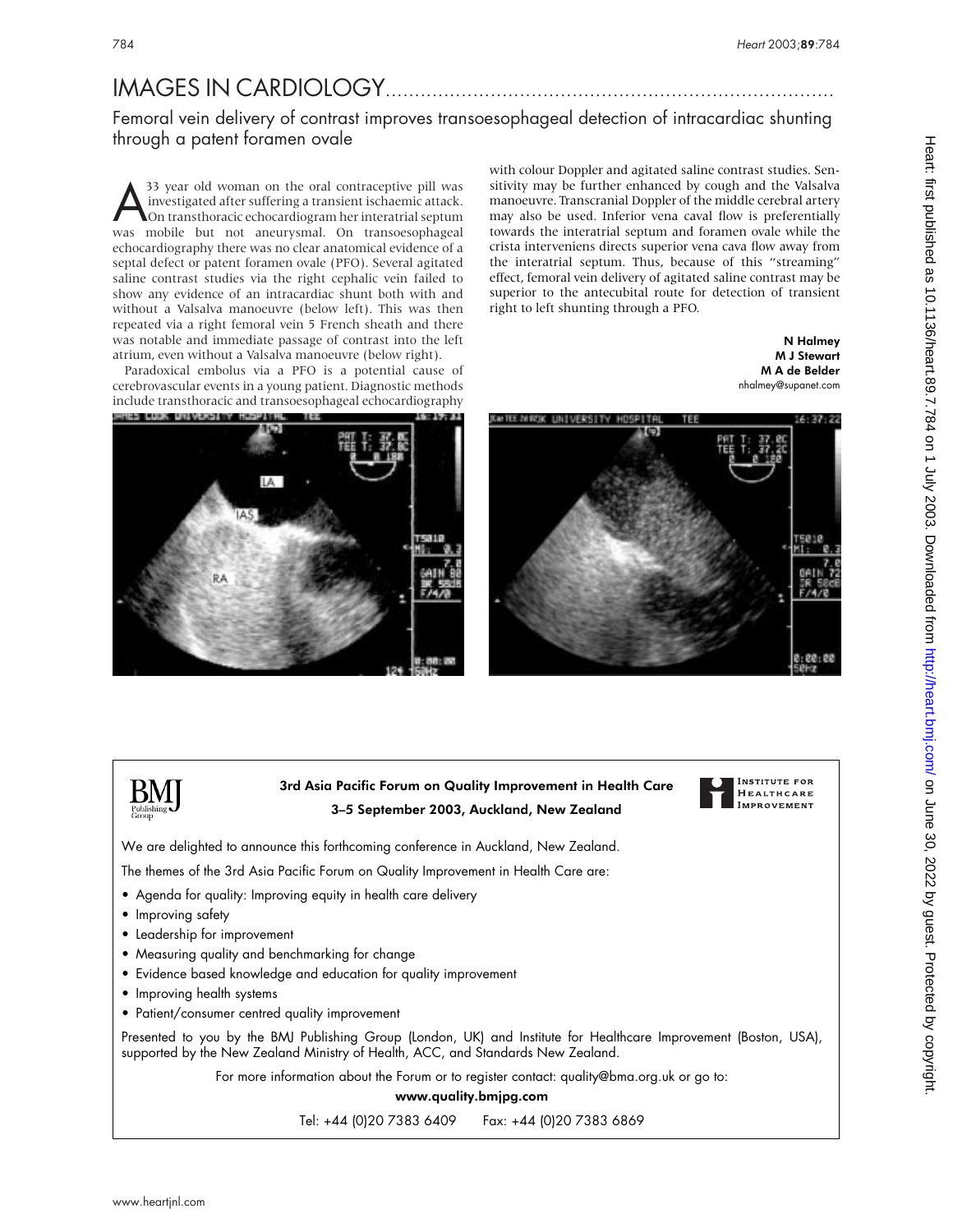# IMAGES IN CARDIOLOGY

## Femoral vein delivery of contrast improves transoesophageal detection of intracardiac shunting through a patent foramen ovale

A 33 year old woman on the oral contraceptive pill was investigated after suffering a transient ischaemic attack. On transthoracic echocardiogram her interatrial septum was mobile but not aneurysmal. On transoesophageal echocardiography there was no clear anatomical evidence of a septal defect or patent foramen ovale (PFO). Several agitated saline contrast studies via the right cephalic vein failed to show any evidence of an intracardiac shunt both with and without a Valsalva manoeuvre (below left). This was then repeated via a right femoral vein 5 French sheath and there was notable and immediate passage of contrast into the left atrium, even without a Valsalva manoeuvre (below right).

Paradoxical embolus via a PFO is a potential cause of cerebrovascular events in a young patient. Diagnostic methods include transthoracic and transoesophageal echocardiography with colour Doppler and agitated saline contrast studies. Sensitivity may be further enhanced by cough and the Valsalva manoeuvre. Transcranial Doppler of the middle cerebral artery may also be used. Inferior vena caval flow is preferentially towards the interatrial septum and foramen ovale while the crista interveniens directs superior vena cava flow away from the interatrial septum. Thus, because of this "streaming" effect, femoral vein delivery of agitated saline contrast may be superior to the antecubital route for detection of transient right to left shunting through a PFO.

**N Halmey**
**M J Stewart**
**M A de Belder**
nhalmey@supanet.com

---

**3rd Asia Pacific Forum on Quality Improvement in Health Care**
**3–5 September 2003, Auckland, New Zealand**

We are delighted to announce this forthcoming conference in Auckland, New Zealand.

The themes of the 3rd Asia Pacific Forum on Quality Improvement in Health Care are:

- Agenda for quality: Improving equity in health care delivery
- Improving safety
- Leadership for improvement
- Measuring quality and benchmarking for change
- Evidence based knowledge and education for quality improvement
- Improving health systems
- Patient/consumer centred quality improvement

Presented to you by the BMJ Publishing Group (London, UK) and Institute for Healthcare Improvement (Boston, USA), supported by the New Zealand Ministry of Health, ACC, and Standards New Zealand.

For more information about the Forum or to register contact: quality@bma.org.uk or go to:

**www.quality.bmjpg.com**

Tel: +44 (0)20 7383 6409 Fax: +44 (0)20 7383 6869